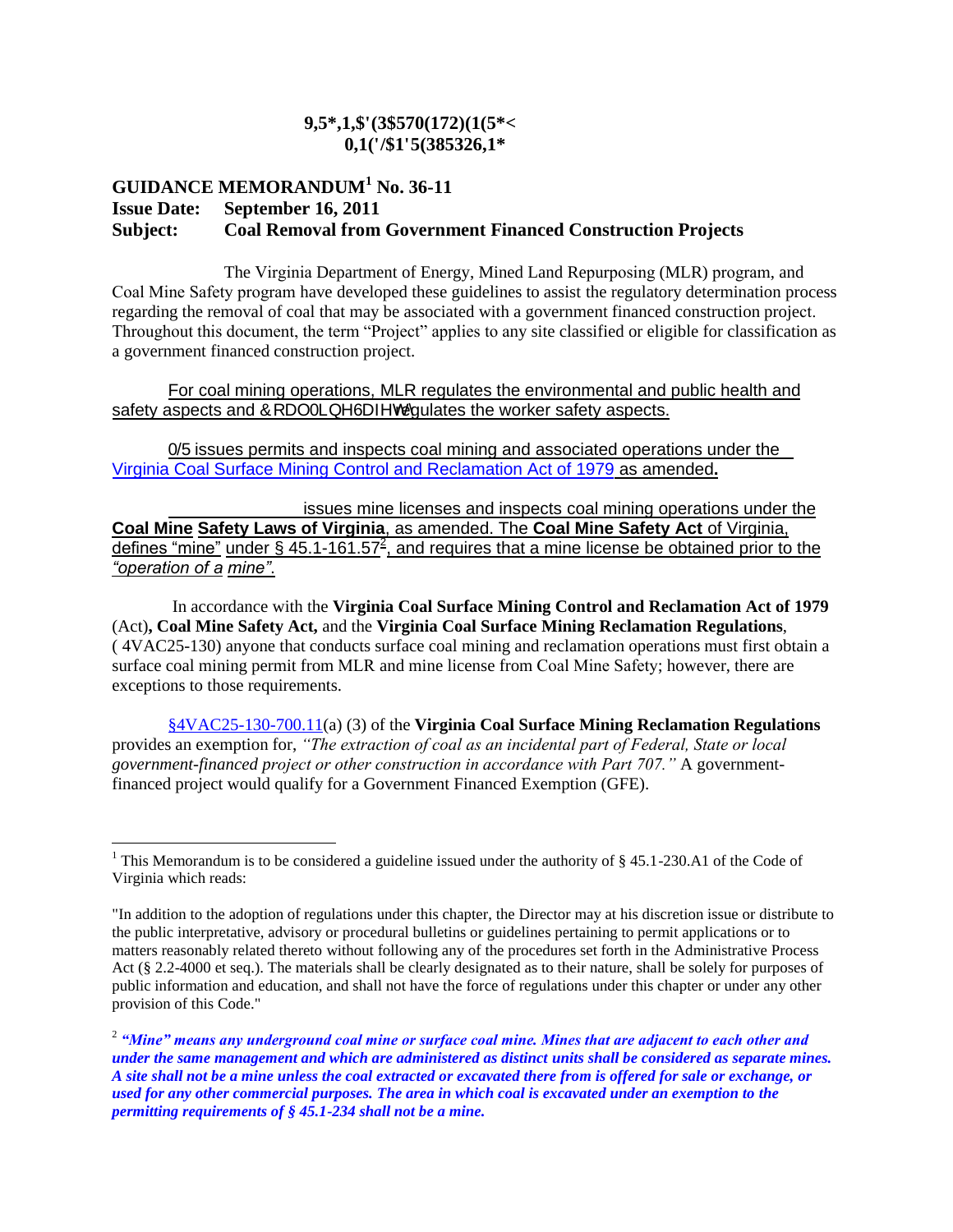**VIRGINIA DEPARTMENT OF ENERGY**
**MINED LAND REPURPOSING**

## GUIDANCE MEMORANDUM[1] No. 36-11

**Issue Date:** **September 16, 2011**
**Subject:** **Coal Removal from Government Financed Construction Projects**

The Virginia Department of Energy, Mined Land Repurposing (MLR) program, and Coal Mine Safety program have developed these guidelines to assist the regulatory determination process regarding the removal of coal that may be associated with a government financed construction project. Throughout this document, the term "Project" applies to any site classified or eligible for classification as a government financed construction project.

For coal mining operations, MLR regulates the environmental and public health and safety aspects and Coal Mine Safety regulates the worker safety aspects.

MLR issues permits and inspects coal mining and associated operations under the Virginia Coal Surface Mining Control and Reclamation Act of 1979 as amended**.**

issues mine licenses and inspects coal mining operations under the **Coal Mine Safety Laws of Virginia**, as amended. The **Coal Mine Safety Act** of Virginia, defines "mine" under § 45.1-161.57[2], and requires that a mine license be obtained prior to the *"operation of a mine".*

In accordance with the **Virginia Coal Surface Mining Control and Reclamation Act of 1979** (Act)**, Coal Mine Safety Act,** and the **Virginia Coal Surface Mining Reclamation Regulations**, ( 4VAC25-130) anyone that conducts surface coal mining and reclamation operations must first obtain a surface coal mining permit from MLR and mine license from Coal Mine Safety; however, there are exceptions to those requirements.

§4VAC25-130-700.11(a) (3) of the **Virginia Coal Surface Mining Reclamation Regulations** provides an exemption for, *"The extraction of coal as an incidental part of Federal, State or local government-financed project or other construction in accordance with Part 707."* A government-financed project would qualify for a Government Financed Exemption (GFE).

---

[1] This Memorandum is to be considered a guideline issued under the authority of § 45.1-230.A1 of the Code of Virginia which reads:

"In addition to the adoption of regulations under this chapter, the Director may at his discretion issue or distribute to the public interpretative, advisory or procedural bulletins or guidelines pertaining to permit applications or to matters reasonably related thereto without following any of the procedures set forth in the Administrative Process Act (§ 2.2-4000 et seq.). The materials shall be clearly designated as to their nature, shall be solely for purposes of public information and education, and shall not have the force of regulations under this chapter or under any other provision of this Code."

[2] ***"Mine" means any underground coal mine or surface coal mine. Mines that are adjacent to each other and under the same management and which are administered as distinct units shall be considered as separate mines. A site shall not be a mine unless the coal extracted or excavated there from is offered for sale or exchange, or used for any other commercial purposes. The area in which coal is excavated under an exemption to the permitting requirements of § 45.1-234 shall not be a mine.***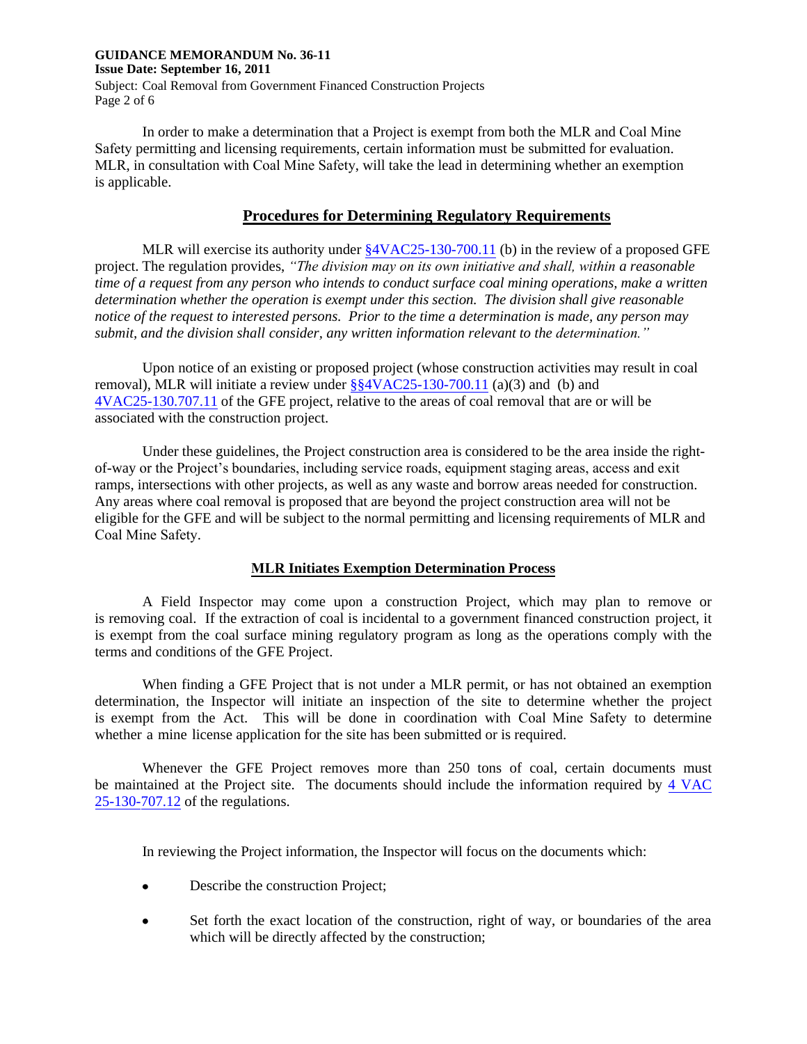In order to make a determination that a Project is exempt from both the MLR and Coal Mine Safety permitting and licensing requirements, certain information must be submitted for evaluation. MLR, in consultation with Coal Mine Safety, will take the lead in determining whether an exemption is applicable.

## Procedures for Determining Regulatory Requirements

MLR will exercise its authority under §4VAC25-130-700.11 (b) in the review of a proposed GFE project. The regulation provides, *"The division may on its own initiative and shall, within a reasonable time of a request from any person who intends to conduct surface coal mining operations, make a written determination whether the operation is exempt under this section. The division shall give reasonable notice of the request to interested persons. Prior to the time a determination is made, any person may submit, and the division shall consider, any written information relevant to the determination."*

Upon notice of an existing or proposed project (whose construction activities may result in coal removal), MLR will initiate a review under §§4VAC25-130-700.11 (a)(3) and (b) and 4VAC25-130.707.11 of the GFE project, relative to the areas of coal removal that are or will be associated with the construction project.

Under these guidelines, the Project construction area is considered to be the area inside the right-of-way or the Project's boundaries, including service roads, equipment staging areas, access and exit ramps, intersections with other projects, as well as any waste and borrow areas needed for construction. Any areas where coal removal is proposed that are beyond the project construction area will not be eligible for the GFE and will be subject to the normal permitting and licensing requirements of MLR and Coal Mine Safety.

### MLR Initiates Exemption Determination Process

A Field Inspector may come upon a construction Project, which may plan to remove or is removing coal. If the extraction of coal is incidental to a government financed construction project, it is exempt from the coal surface mining regulatory program as long as the operations comply with the terms and conditions of the GFE Project.

When finding a GFE Project that is not under a MLR permit, or has not obtained an exemption determination, the Inspector will initiate an inspection of the site to determine whether the project is exempt from the Act. This will be done in coordination with Coal Mine Safety to determine whether a mine license application for the site has been submitted or is required.

Whenever the GFE Project removes more than 250 tons of coal, certain documents must be maintained at the Project site. The documents should include the information required by 4 VAC 25-130-707.12 of the regulations.

In reviewing the Project information, the Inspector will focus on the documents which:

- Describe the construction Project;
- Set forth the exact location of the construction, right of way, or boundaries of the area which will be directly affected by the construction;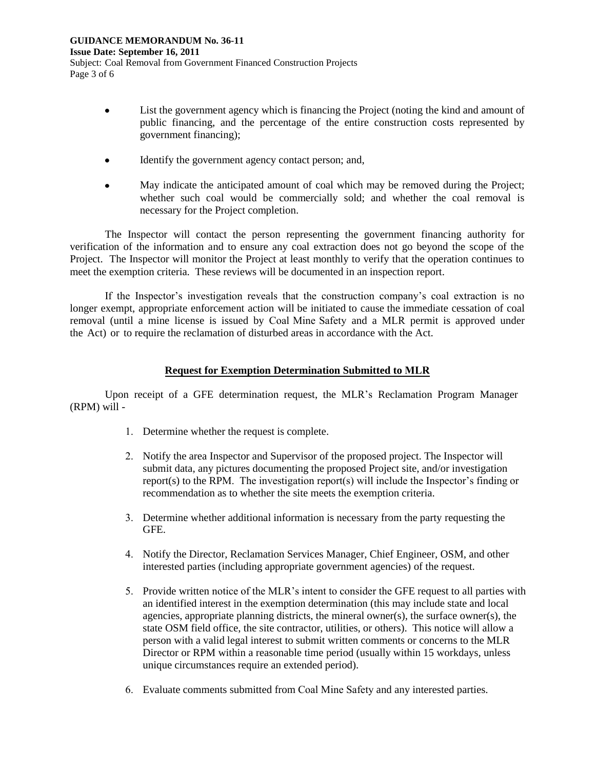- List the government agency which is financing the Project (noting the kind and amount of public financing, and the percentage of the entire construction costs represented by government financing);
- Identify the government agency contact person; and,
- May indicate the anticipated amount of coal which may be removed during the Project; whether such coal would be commercially sold; and whether the coal removal is necessary for the Project completion.

The Inspector will contact the person representing the government financing authority for verification of the information and to ensure any coal extraction does not go beyond the scope of the Project. The Inspector will monitor the Project at least monthly to verify that the operation continues to meet the exemption criteria. These reviews will be documented in an inspection report.

If the Inspector's investigation reveals that the construction company's coal extraction is no longer exempt, appropriate enforcement action will be initiated to cause the immediate cessation of coal removal (until a mine license is issued by Coal Mine Safety and a MLR permit is approved under the Act) or to require the reclamation of disturbed areas in accordance with the Act.

## Request for Exemption Determination Submitted to MLR

Upon receipt of a GFE determination request, the MLR's Reclamation Program Manager (RPM) will -

1. Determine whether the request is complete.
2. Notify the area Inspector and Supervisor of the proposed project. The Inspector will submit data, any pictures documenting the proposed Project site, and/or investigation report(s) to the RPM. The investigation report(s) will include the Inspector's finding or recommendation as to whether the site meets the exemption criteria.
3. Determine whether additional information is necessary from the party requesting the GFE.
4. Notify the Director, Reclamation Services Manager, Chief Engineer, OSM, and other interested parties (including appropriate government agencies) of the request.
5. Provide written notice of the MLR's intent to consider the GFE request to all parties with an identified interest in the exemption determination (this may include state and local agencies, appropriate planning districts, the mineral owner(s), the surface owner(s), the state OSM field office, the site contractor, utilities, or others). This notice will allow a person with a valid legal interest to submit written comments or concerns to the MLR Director or RPM within a reasonable time period (usually within 15 workdays, unless unique circumstances require an extended period).
6. Evaluate comments submitted from Coal Mine Safety and any interested parties.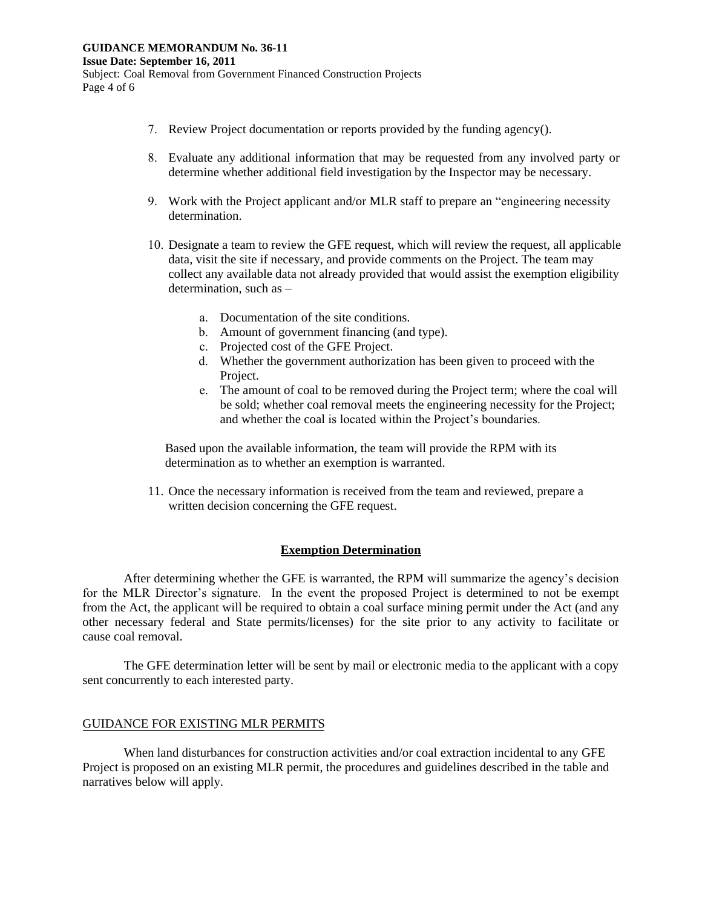7. Review Project documentation or reports provided by the funding agency().

8. Evaluate any additional information that may be requested from any involved party or determine whether additional field investigation by the Inspector may be necessary.

9. Work with the Project applicant and/or MLR staff to prepare an "engineering necessity determination.

10. Designate a team to review the GFE request, which will review the request, all applicable data, visit the site if necessary, and provide comments on the Project. The team may collect any available data not already provided that would assist the exemption eligibility determination, such as –

    a. Documentation of the site conditions.
    b. Amount of government financing (and type).
    c. Projected cost of the GFE Project.
    d. Whether the government authorization has been given to proceed with the Project.
    e. The amount of coal to be removed during the Project term; where the coal will be sold; whether coal removal meets the engineering necessity for the Project; and whether the coal is located within the Project's boundaries.

    Based upon the available information, the team will provide the RPM with its determination as to whether an exemption is warranted.

11. Once the necessary information is received from the team and reviewed, prepare a written decision concerning the GFE request.

## **Exemption Determination**

After determining whether the GFE is warranted, the RPM will summarize the agency's decision for the MLR Director's signature. In the event the proposed Project is determined to not be exempt from the Act, the applicant will be required to obtain a coal surface mining permit under the Act (and any other necessary federal and State permits/licenses) for the site prior to any activity to facilitate or cause coal removal.

The GFE determination letter will be sent by mail or electronic media to the applicant with a copy sent concurrently to each interested party.

## GUIDANCE FOR EXISTING MLR PERMITS

When land disturbances for construction activities and/or coal extraction incidental to any GFE Project is proposed on an existing MLR permit, the procedures and guidelines described in the table and narratives below will apply.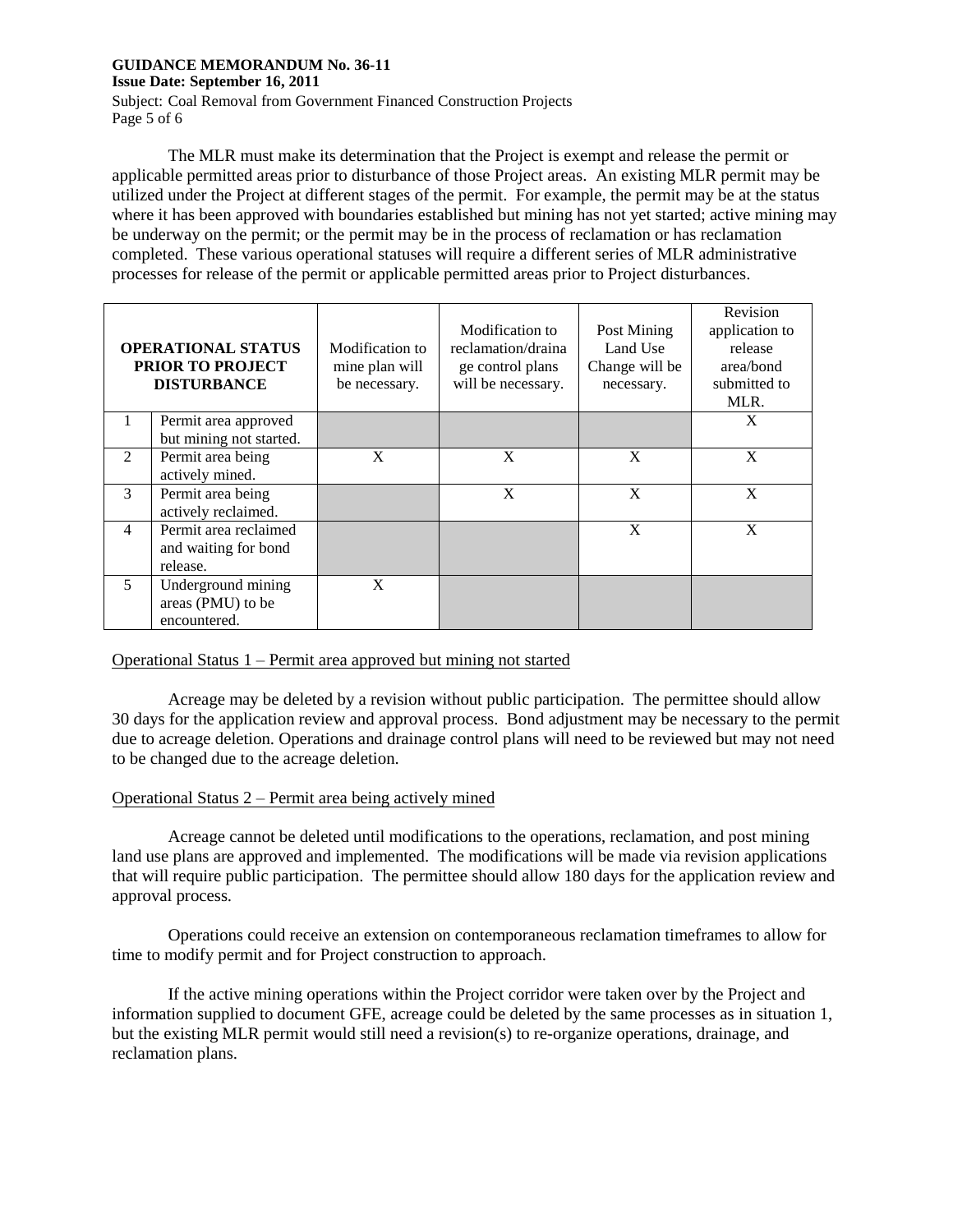The MLR must make its determination that the Project is exempt and release the permit or applicable permitted areas prior to disturbance of those Project areas. An existing MLR permit may be utilized under the Project at different stages of the permit. For example, the permit may be at the status where it has been approved with boundaries established but mining has not yet started; active mining may be underway on the permit; or the permit may be in the process of reclamation or has reclamation completed. These various operational statuses will require a different series of MLR administrative processes for release of the permit or applicable permitted areas prior to Project disturbances.

| **OPERATIONAL STATUS PRIOR TO PROJECT DISTURBANCE** | | Modification to mine plan will be necessary. | Modification to reclamation/drainage control plans will be necessary. | Post Mining Land Use Change will be necessary. | Revision application to release area/bond submitted to MLR. |
|---|---|---|---|---|---|
| 1 | Permit area approved but mining not started. | | | | X |
| 2 | Permit area being actively mined. | X | X | X | X |
| 3 | Permit area being actively reclaimed. | | X | X | X |
| 4 | Permit area reclaimed and waiting for bond release. | | | X | X |
| 5 | Underground mining areas (PMU) to be encountered. | X | | | |

Operational Status 1 – Permit area approved but mining not started

Acreage may be deleted by a revision without public participation. The permittee should allow 30 days for the application review and approval process. Bond adjustment may be necessary to the permit due to acreage deletion. Operations and drainage control plans will need to be reviewed but may not need to be changed due to the acreage deletion.

Operational Status 2 – Permit area being actively mined

Acreage cannot be deleted until modifications to the operations, reclamation, and post mining land use plans are approved and implemented. The modifications will be made via revision applications that will require public participation. The permittee should allow 180 days for the application review and approval process.

Operations could receive an extension on contemporaneous reclamation timeframes to allow for time to modify permit and for Project construction to approach.

If the active mining operations within the Project corridor were taken over by the Project and information supplied to document GFE, acreage could be deleted by the same processes as in situation 1, but the existing MLR permit would still need a revision(s) to re-organize operations, drainage, and reclamation plans.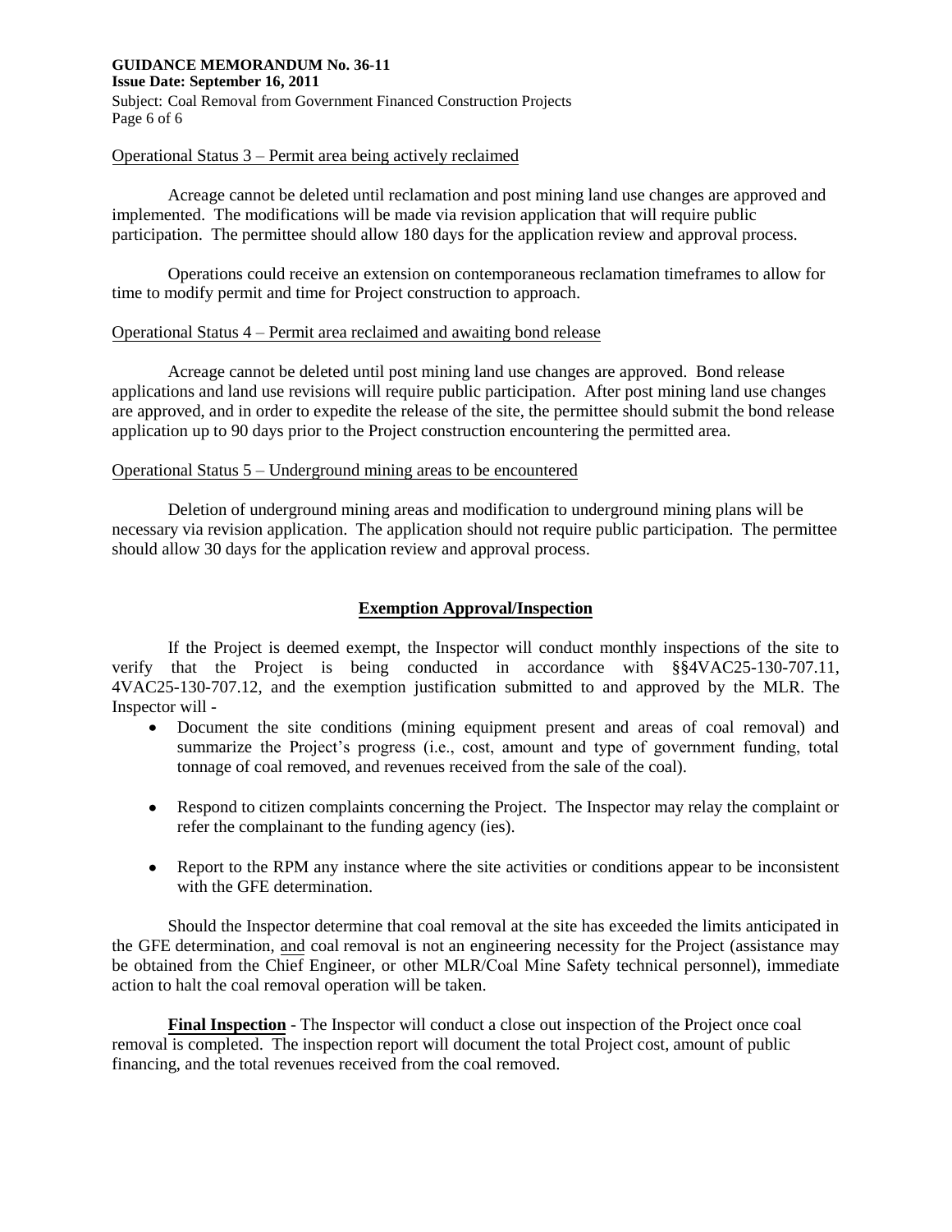Operational Status 3 – Permit area being actively reclaimed

Acreage cannot be deleted until reclamation and post mining land use changes are approved and implemented. The modifications will be made via revision application that will require public participation. The permittee should allow 180 days for the application review and approval process.

Operations could receive an extension on contemporaneous reclamation timeframes to allow for time to modify permit and time for Project construction to approach.

Operational Status 4 – Permit area reclaimed and awaiting bond release

Acreage cannot be deleted until post mining land use changes are approved. Bond release applications and land use revisions will require public participation. After post mining land use changes are approved, and in order to expedite the release of the site, the permittee should submit the bond release application up to 90 days prior to the Project construction encountering the permitted area.

Operational Status 5 – Underground mining areas to be encountered

Deletion of underground mining areas and modification to underground mining plans will be necessary via revision application. The application should not require public participation. The permittee should allow 30 days for the application review and approval process.

## Exemption Approval/Inspection

If the Project is deemed exempt, the Inspector will conduct monthly inspections of the site to verify that the Project is being conducted in accordance with §§4VAC25-130-707.11, 4VAC25-130-707.12, and the exemption justification submitted to and approved by the MLR. The Inspector will -

- Document the site conditions (mining equipment present and areas of coal removal) and summarize the Project's progress (i.e., cost, amount and type of government funding, total tonnage of coal removed, and revenues received from the sale of the coal).
- Respond to citizen complaints concerning the Project. The Inspector may relay the complaint or refer the complainant to the funding agency (ies).
- Report to the RPM any instance where the site activities or conditions appear to be inconsistent with the GFE determination.

Should the Inspector determine that coal removal at the site has exceeded the limits anticipated in the GFE determination, and coal removal is not an engineering necessity for the Project (assistance may be obtained from the Chief Engineer, or other MLR/Coal Mine Safety technical personnel), immediate action to halt the coal removal operation will be taken.

**Final Inspection** - The Inspector will conduct a close out inspection of the Project once coal removal is completed. The inspection report will document the total Project cost, amount of public financing, and the total revenues received from the coal removed.